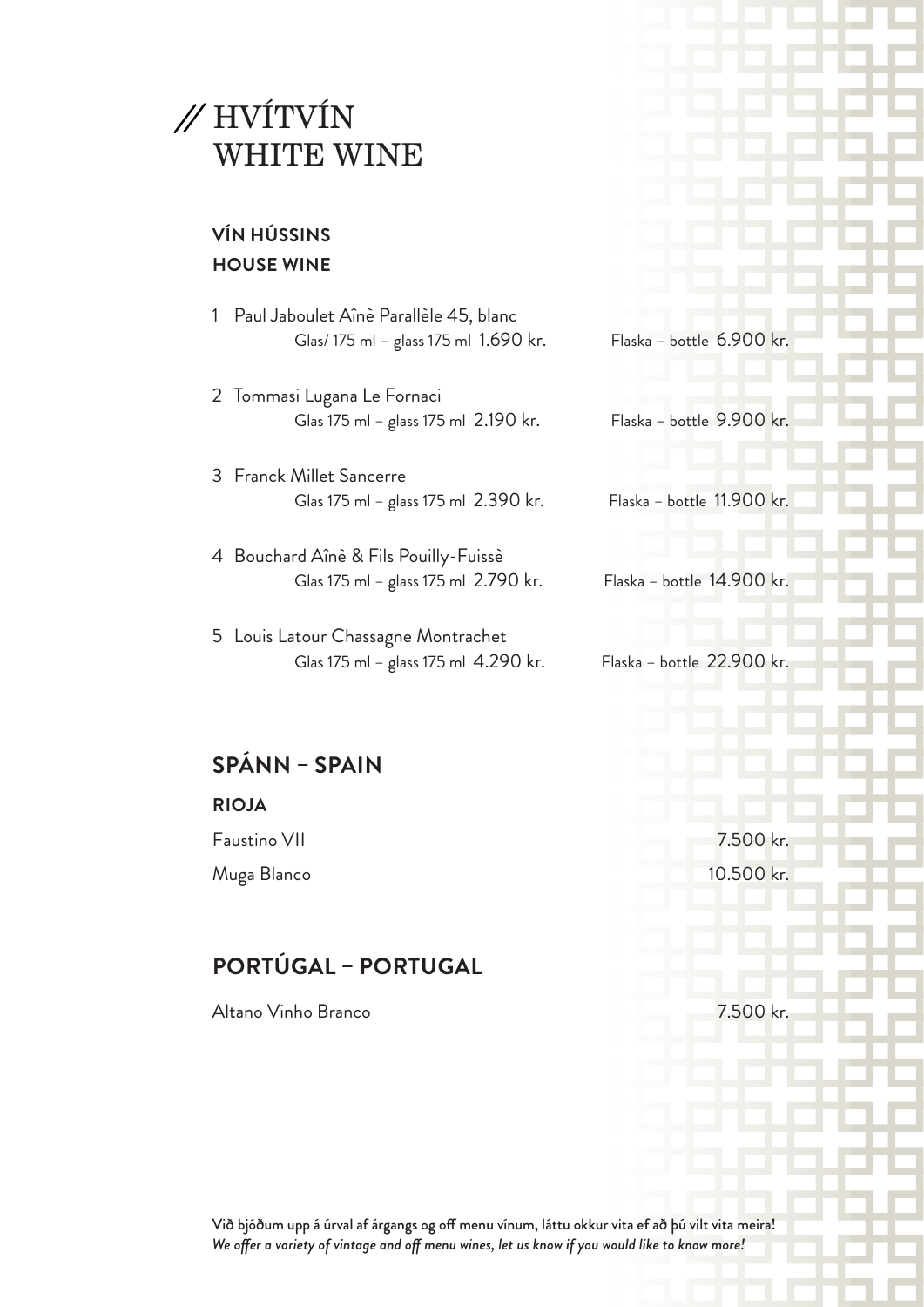# // HVÍTVÍN WHITE WINE

## VÍN HÚSSINS
## HOUSE WINE

1 Paul Jaboulet Aînè Parallèle 45, blanc
Glas/ 175 ml – glass 175 ml 1.690 kr. Flaska – bottle 6.900 kr.

2 Tommasi Lugana Le Fornaci
Glas 175 ml – glass 175 ml 2.190 kr. Flaska – bottle 9.900 kr.

3 Franck Millet Sancerre
Glas 175 ml – glass 175 ml 2.390 kr. Flaska – bottle 11.900 kr.

4 Bouchard Aînè & Fils Pouilly-Fuissè
Glas 175 ml – glass 175 ml 2.790 kr. Flaska – bottle 14.900 kr.

5 Louis Latour Chassagne Montrachet
Glas 175 ml – glass 175 ml 4.290 kr. Flaska – bottle 22.900 kr.

## SPÁNN – SPAIN

### RIOJA

Faustino VII 7.500 kr.

Muga Blanco 10.500 kr.

## PORTÚGAL – PORTUGAL

Altano Vinho Branco 7.500 kr.

Við bjóðum upp á úrval af árgangs og off menu vínum, láttu okkur vita ef að þú vilt vita meira!
*We offer a variety of vintage and off menu wines, let us know if you would like to know more!*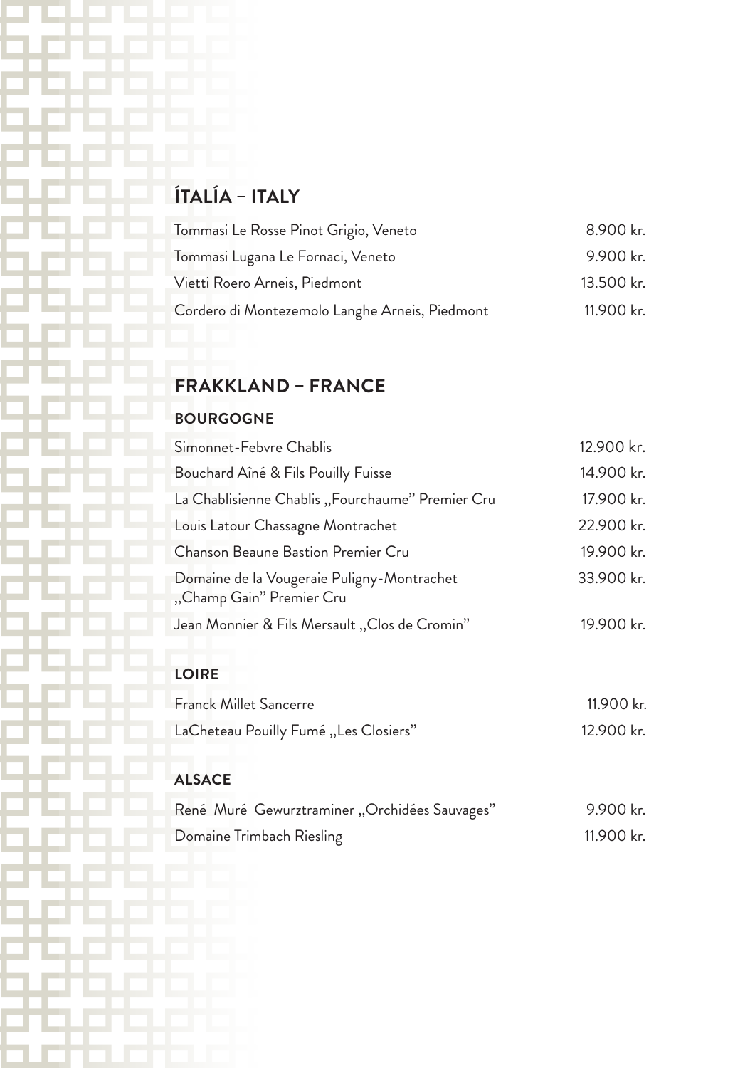## ÍTALÍA – ITALY

| | |
|---|---|
| Tommasi Le Rosse Pinot Grigio, Veneto | 8.900 kr. |
| Tommasi Lugana Le Fornaci, Veneto | 9.900 kr. |
| Vietti Roero Arneis, Piedmont | 13.500 kr. |
| Cordero di Montezemolo Langhe Arneis, Piedmont | 11.900 kr. |

## FRAKKLAND – FRANCE

### BOURGOGNE

| | |
|---|---|
| Simonnet-Febvre Chablis | 12.900 kr. |
| Bouchard Aîné & Fils Pouilly Fuisse | 14.900 kr. |
| La Chablisienne Chablis „Fourchaume" Premier Cru | 17.900 kr. |
| Louis Latour Chassagne Montrachet | 22.900 kr. |
| Chanson Beaune Bastion Premier Cru | 19.900 kr. |
| Domaine de la Vougeraie Puligny-Montrachet „Champ Gain" Premier Cru | 33.900 kr. |
| Jean Monnier & Fils Mersault „Clos de Cromin" | 19.900 kr. |

### LOIRE

| | |
|---|---|
| Franck Millet Sancerre | 11.900 kr. |
| LaCheteau Pouilly Fumé „Les Closiers" | 12.900 kr. |

### ALSACE

| | |
|---|---|
| René Muré Gewurztraminer „Orchidées Sauvages" | 9.900 kr. |
| Domaine Trimbach Riesling | 11.900 kr. |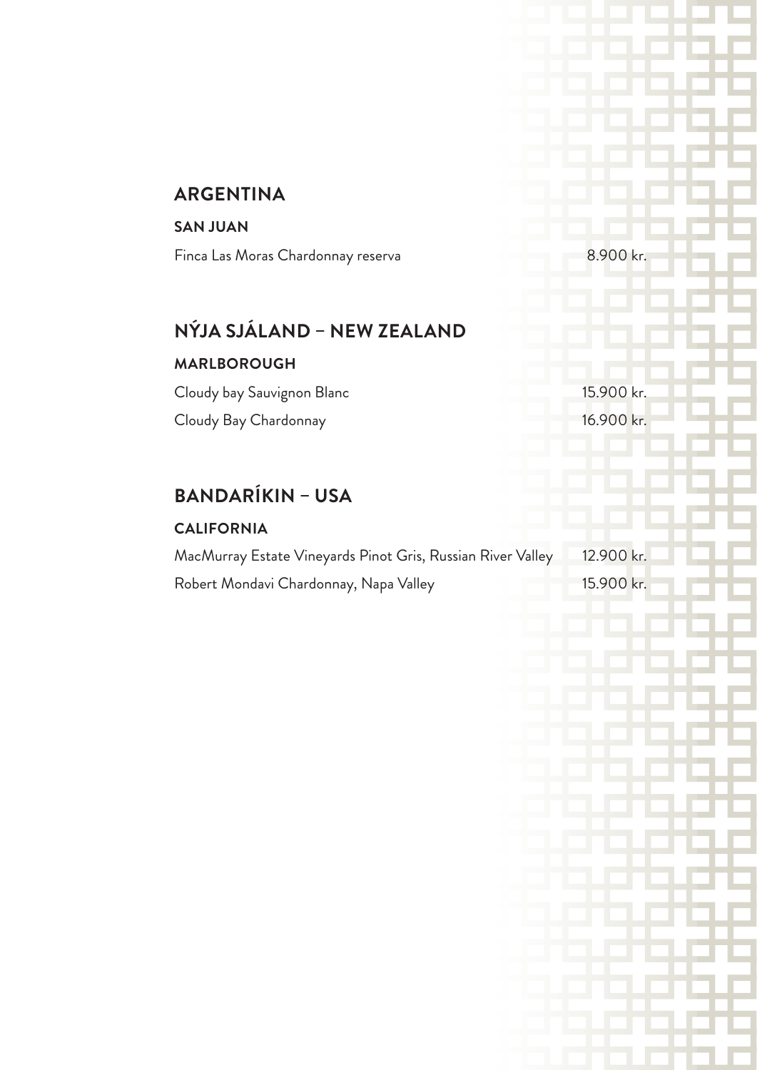## ARGENTINA

### SAN JUAN

| | |
|---|---|
| Finca Las Moras Chardonnay reserva | 8.900 kr. |

## NÝJA SJÁLAND – NEW ZEALAND

### MARLBOROUGH

| | |
|---|---|
| Cloudy bay Sauvignon Blanc | 15.900 kr. |
| Cloudy Bay Chardonnay | 16.900 kr. |

## BANDARÍKIN – USA

### CALIFORNIA

| | |
|---|---|
| MacMurray Estate Vineyards Pinot Gris, Russian River Valley | 12.900 kr. |
| Robert Mondavi Chardonnay, Napa Valley | 15.900 kr. |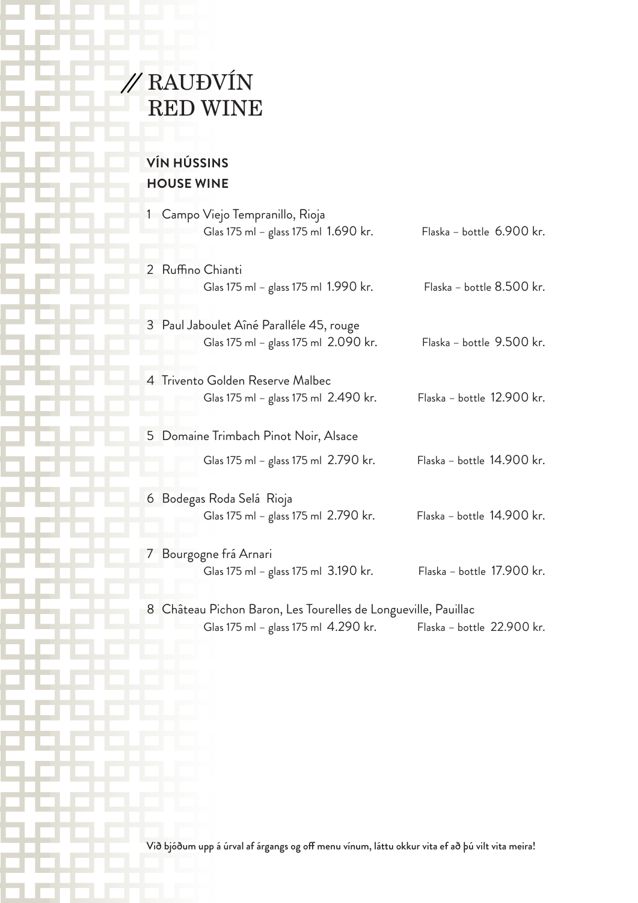# // RAUÐVÍN
# RED WINE

## VÍN HÚSSINS
## HOUSE WINE

1 Campo Viejo Tempranillo, Rioja
Glas 175 ml – glass 175 ml 1.690 kr. Flaska – bottle 6.900 kr.

2 Ruffino Chianti
Glas 175 ml – glass 175 ml 1.990 kr. Flaska – bottle 8.500 kr.

3 Paul Jaboulet Aîné Paralléle 45, rouge
Glas 175 ml – glass 175 ml 2.090 kr. Flaska – bottle 9.500 kr.

4 Trivento Golden Reserve Malbec
Glas 175 ml – glass 175 ml 2.490 kr. Flaska – bottle 12.900 kr.

5 Domaine Trimbach Pinot Noir, Alsace
Glas 175 ml – glass 175 ml 2.790 kr. Flaska – bottle 14.900 kr.

6 Bodegas Roda Selá Rioja
Glas 175 ml – glass 175 ml 2.790 kr. Flaska – bottle 14.900 kr.

7 Bourgogne frá Arnari
Glas 175 ml – glass 175 ml 3.190 kr. Flaska – bottle 17.900 kr.

8 Château Pichon Baron, Les Tourelles de Longueville, Pauillac
Glas 175 ml – glass 175 ml 4.290 kr. Flaska – bottle 22.900 kr.

Við bjóðum upp á úrval af árgangs og off menu vínum, láttu okkur vita ef að þú vilt vita meira!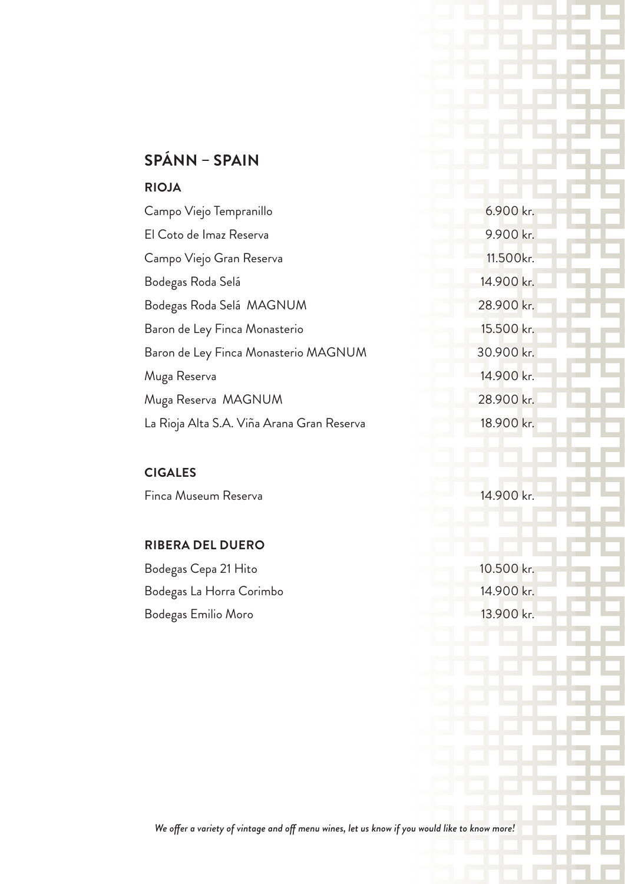## SPÁNN – SPAIN

### RIOJA

| | |
|---|---|
| Campo Viejo Tempranillo | 6.900 kr. |
| El Coto de Imaz Reserva | 9.900 kr. |
| Campo Viejo Gran Reserva | 11.500kr. |
| Bodegas Roda Selá | 14.900 kr. |
| Bodegas Roda Selá MAGNUM | 28.900 kr. |
| Baron de Ley Finca Monasterio | 15.500 kr. |
| Baron de Ley Finca Monasterio MAGNUM | 30.900 kr. |
| Muga Reserva | 14.900 kr. |
| Muga Reserva MAGNUM | 28.900 kr. |
| La Rioja Alta S.A. Viña Arana Gran Reserva | 18.900 kr. |

### CIGALES

| | |
|---|---|
| Finca Museum Reserva | 14.900 kr. |

### RIBERA DEL DUERO

| | |
|---|---|
| Bodegas Cepa 21 Hito | 10.500 kr. |
| Bodegas La Horra Corimbo | 14.900 kr. |
| Bodegas Emilio Moro | 13.900 kr. |

*We offer a variety of vintage and off menu wines, let us know if you would like to know more!*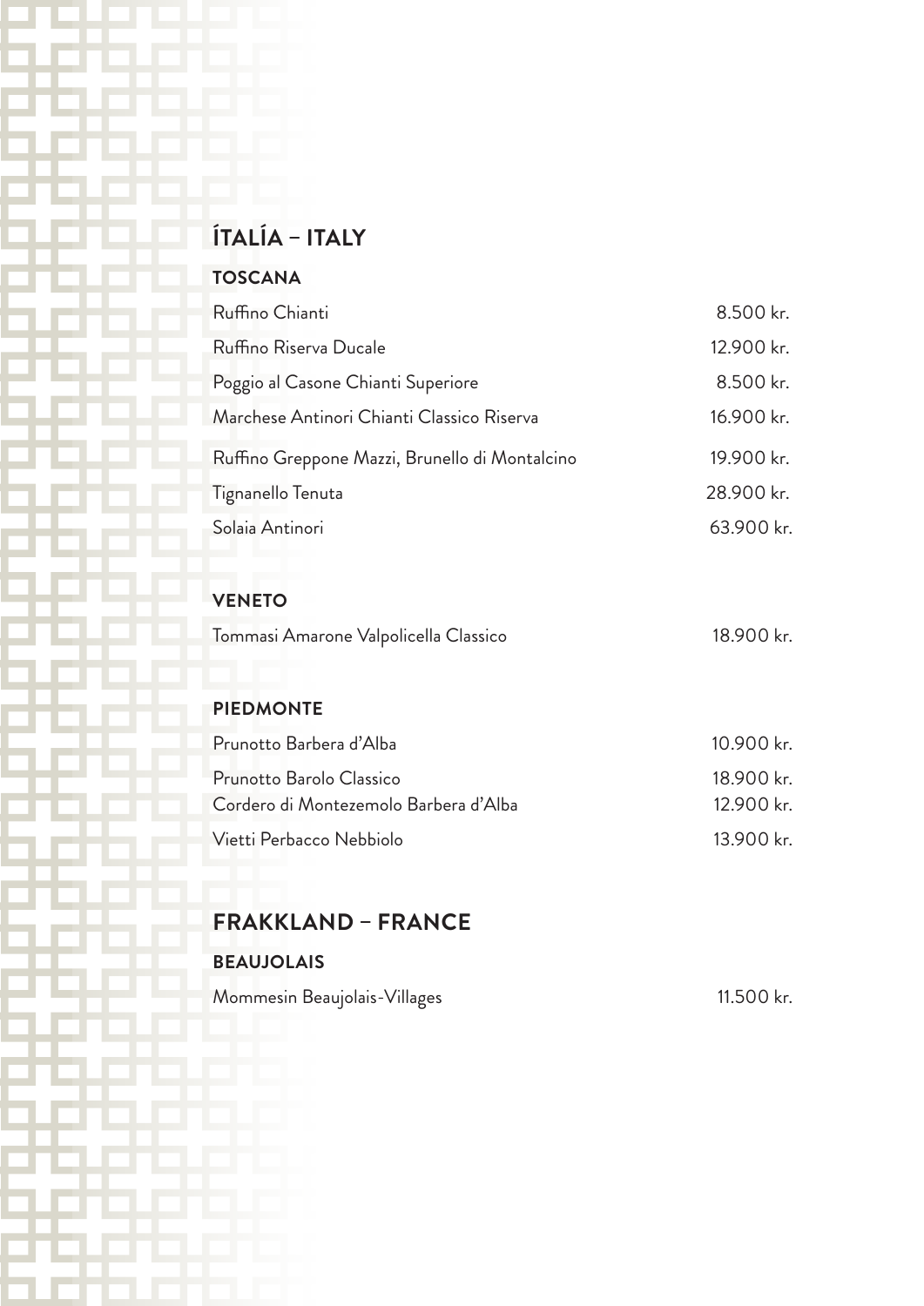# ÍTALÍA – ITALY

## TOSCANA

| | |
|---|---|
| Ruffino Chianti | 8.500 kr. |
| Ruffino Riserva Ducale | 12.900 kr. |
| Poggio al Casone Chianti Superiore | 8.500 kr. |
| Marchese Antinori Chianti Classico Riserva | 16.900 kr. |
| Ruffino Greppone Mazzi, Brunello di Montalcino | 19.900 kr. |
| Tignanello Tenuta | 28.900 kr. |
| Solaia Antinori | 63.900 kr. |

## VENETO

| | |
|---|---|
| Tommasi Amarone Valpolicella Classico | 18.900 kr. |

## PIEDMONTE

| | |
|---|---|
| Prunotto Barbera d'Alba | 10.900 kr. |
| Prunotto Barolo Classico | 18.900 kr. |
| Cordero di Montezemolo Barbera d'Alba | 12.900 kr. |
| Vietti Perbacco Nebbiolo | 13.900 kr. |

# FRAKKLAND – FRANCE

## BEAUJOLAIS

| | |
|---|---|
| Mommesin Beaujolais-Villages | 11.500 kr. |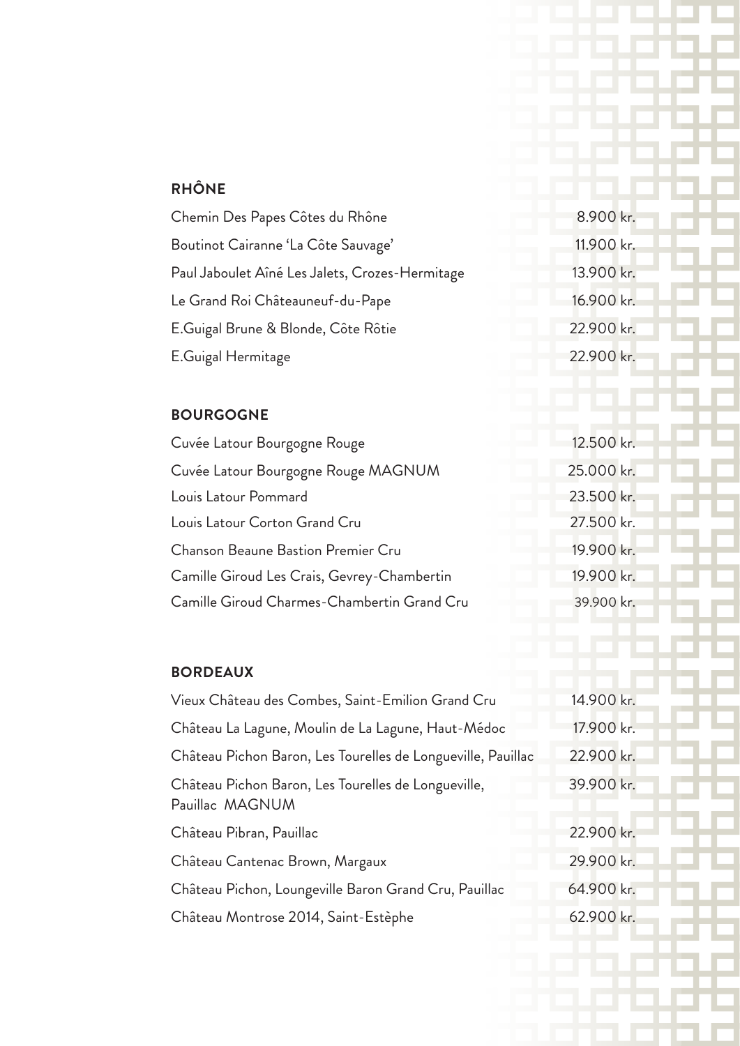## RHÔNE

| | |
|---|---|
| Chemin Des Papes Côtes du Rhône | 8.900 kr. |
| Boutinot Cairanne 'La Côte Sauvage' | 11.900 kr. |
| Paul Jaboulet Aîné Les Jalets, Crozes-Hermitage | 13.900 kr. |
| Le Grand Roi Châteauneuf-du-Pape | 16.900 kr. |
| E.Guigal Brune & Blonde, Côte Rôtie | 22.900 kr. |
| E.Guigal Hermitage | 22.900 kr. |

## BOURGOGNE

| | |
|---|---|
| Cuvée Latour Bourgogne Rouge | 12.500 kr. |
| Cuvée Latour Bourgogne Rouge MAGNUM | 25.000 kr. |
| Louis Latour Pommard | 23.500 kr. |
| Louis Latour Corton Grand Cru | 27.500 kr. |
| Chanson Beaune Bastion Premier Cru | 19.900 kr. |
| Camille Giroud Les Crais, Gevrey-Chambertin | 19.900 kr. |
| Camille Giroud Charmes-Chambertin Grand Cru | 39.900 kr. |

## BORDEAUX

| | |
|---|---|
| Vieux Château des Combes, Saint-Emilion Grand Cru | 14.900 kr. |
| Château La Lagune, Moulin de La Lagune, Haut-Médoc | 17.900 kr. |
| Château Pichon Baron, Les Tourelles de Longueville, Pauillac | 22.900 kr. |
| Château Pichon Baron, Les Tourelles de Longueville, Pauillac MAGNUM | 39.900 kr. |
| Château Pibran, Pauillac | 22.900 kr. |
| Château Cantenac Brown, Margaux | 29.900 kr. |
| Château Pichon, Loungeville Baron Grand Cru, Pauillac | 64.900 kr. |
| Château Montrose 2014, Saint-Estèphe | 62.900 kr. |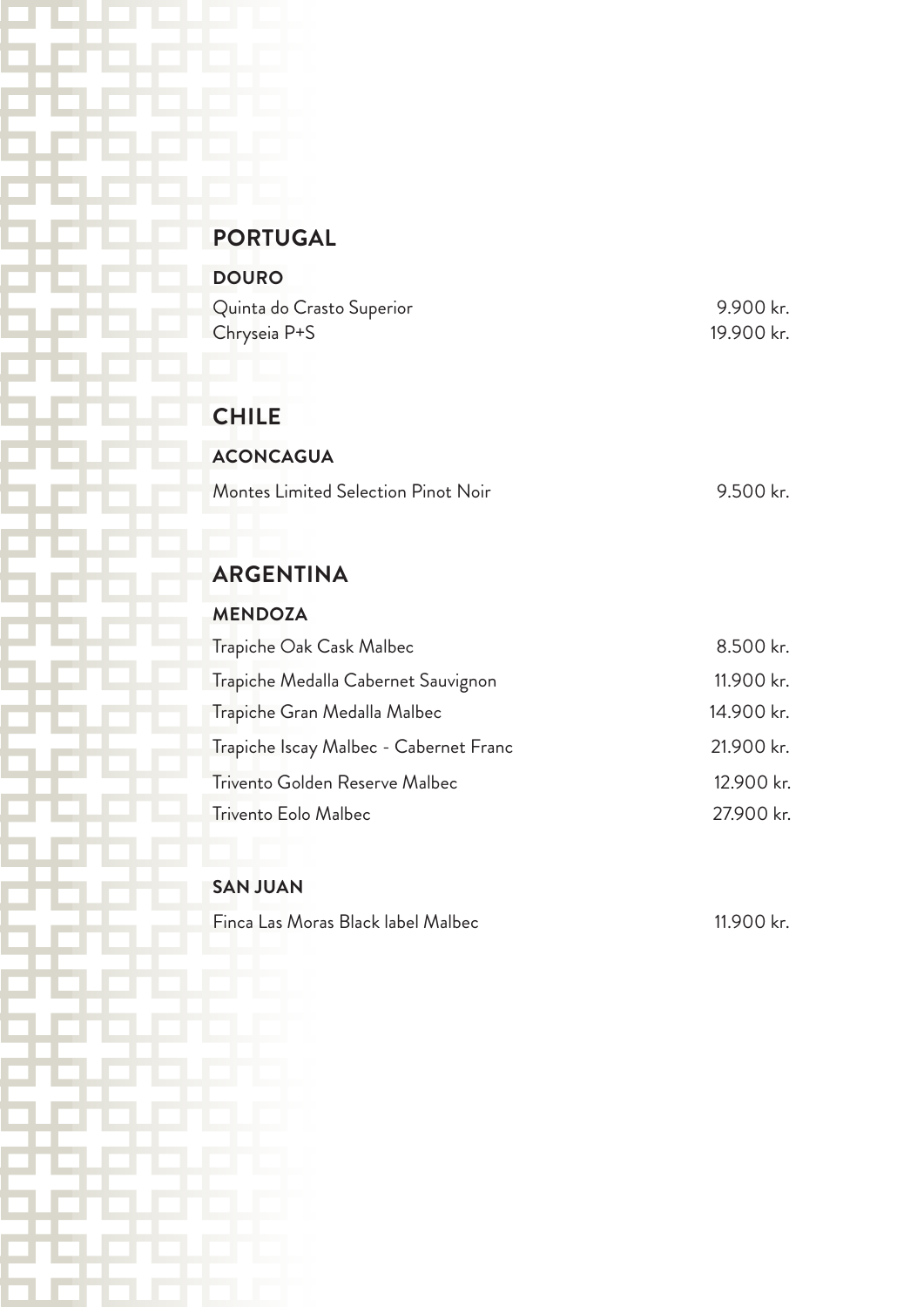## PORTUGAL

### DOURO

| | |
|---|---|
| Quinta do Crasto Superior | 9.900 kr. |
| Chryseia P+S | 19.900 kr. |

## CHILE

### ACONCAGUA

| | |
|---|---|
| Montes Limited Selection Pinot Noir | 9.500 kr. |

## ARGENTINA

### MENDOZA

| | |
|---|---|
| Trapiche Oak Cask Malbec | 8.500 kr. |
| Trapiche Medalla Cabernet Sauvignon | 11.900 kr. |
| Trapiche Gran Medalla Malbec | 14.900 kr. |
| Trapiche Iscay Malbec - Cabernet Franc | 21.900 kr. |
| Trivento Golden Reserve Malbec | 12.900 kr. |
| Trivento Eolo Malbec | 27.900 kr. |

### SAN JUAN

| | |
|---|---|
| Finca Las Moras Black label Malbec | 11.900 kr. |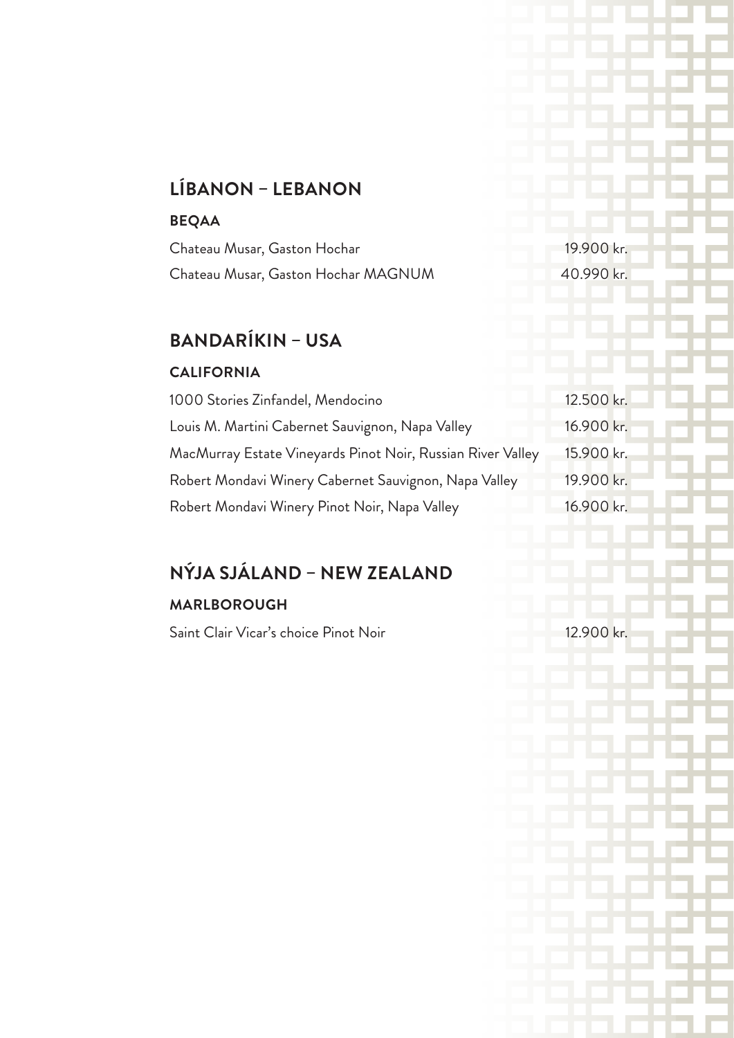## LÍBANON – LEBANON

### BEQAA

| | |
|---|---|
| Chateau Musar, Gaston Hochar | 19.900 kr. |
| Chateau Musar, Gaston Hochar MAGNUM | 40.990 kr. |

## BANDARÍKIN – USA

### CALIFORNIA

| | |
|---|---|
| 1000 Stories Zinfandel, Mendocino | 12.500 kr. |
| Louis M. Martini Cabernet Sauvignon, Napa Valley | 16.900 kr. |
| MacMurray Estate Vineyards Pinot Noir, Russian River Valley | 15.900 kr. |
| Robert Mondavi Winery Cabernet Sauvignon, Napa Valley | 19.900 kr. |
| Robert Mondavi Winery Pinot Noir, Napa Valley | 16.900 kr. |

## NÝJA SJÁLAND – NEW ZEALAND

### MARLBOROUGH

| | |
|---|---|
| Saint Clair Vicar's choice Pinot Noir | 12.900 kr. |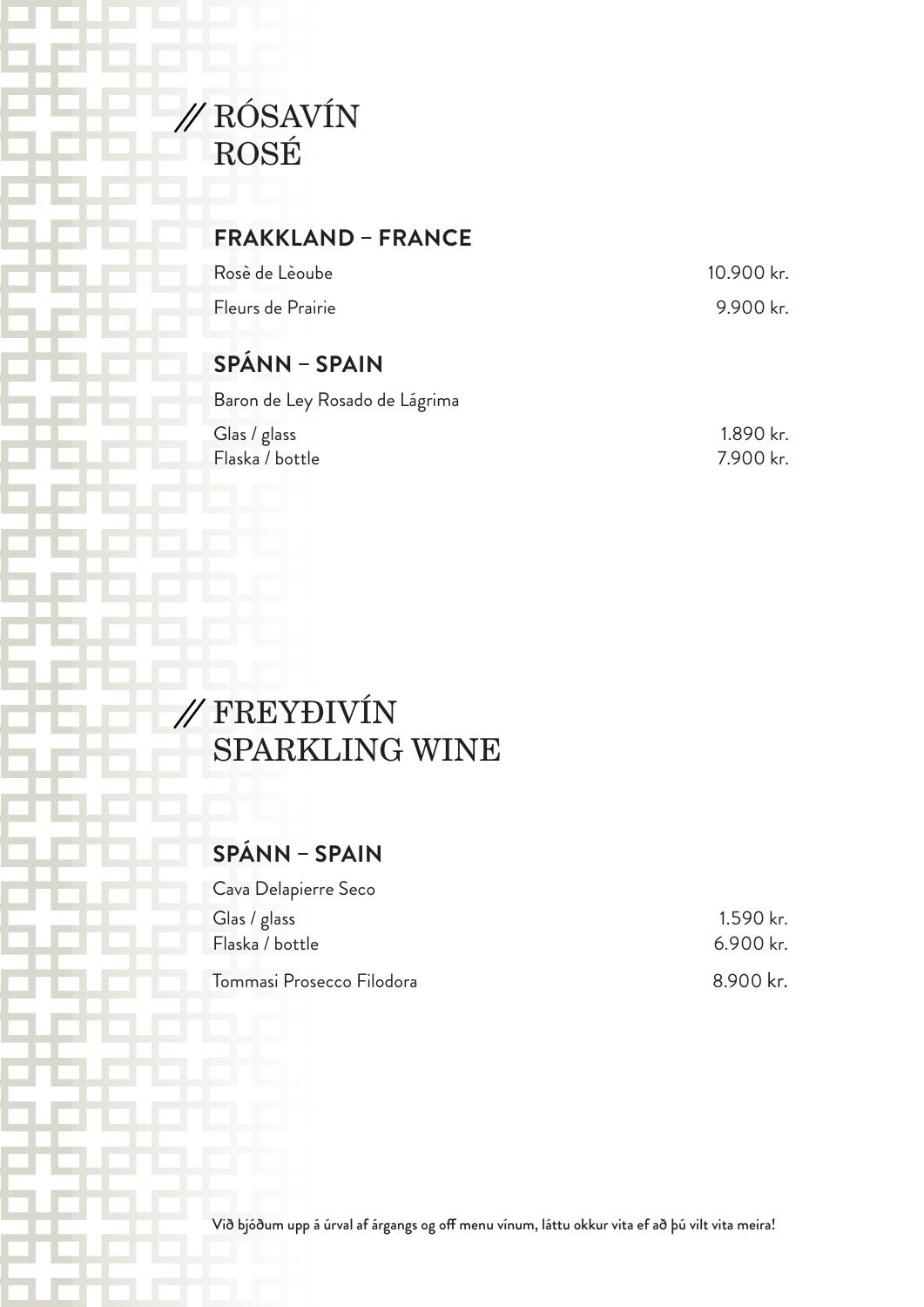# // RÓSAVÍN
# ROSÉ

## FRAKKLAND – FRANCE

| | |
|---|---|
| Rosè de Lèoube | 10.900 kr. |
| Fleurs de Prairie | 9.900 kr. |

## SPÁNN – SPAIN

Baron de Ley Rosado de Lágrima

| | |
|---|---|
| Glas / glass | 1.890 kr. |
| Flaska / bottle | 7.900 kr. |

# // FREYÐIVÍN
# SPARKLING WINE

## SPÁNN – SPAIN

Cava Delapierre Seco

| | |
|---|---|
| Glas / glass | 1.590 kr. |
| Flaska / bottle | 6.900 kr. |
| Tommasi Prosecco Filodora | 8.900 kr. |

Við bjóðum upp á úrval af árgangs og off menu vínum, láttu okkur vita ef að þú vilt vita meira!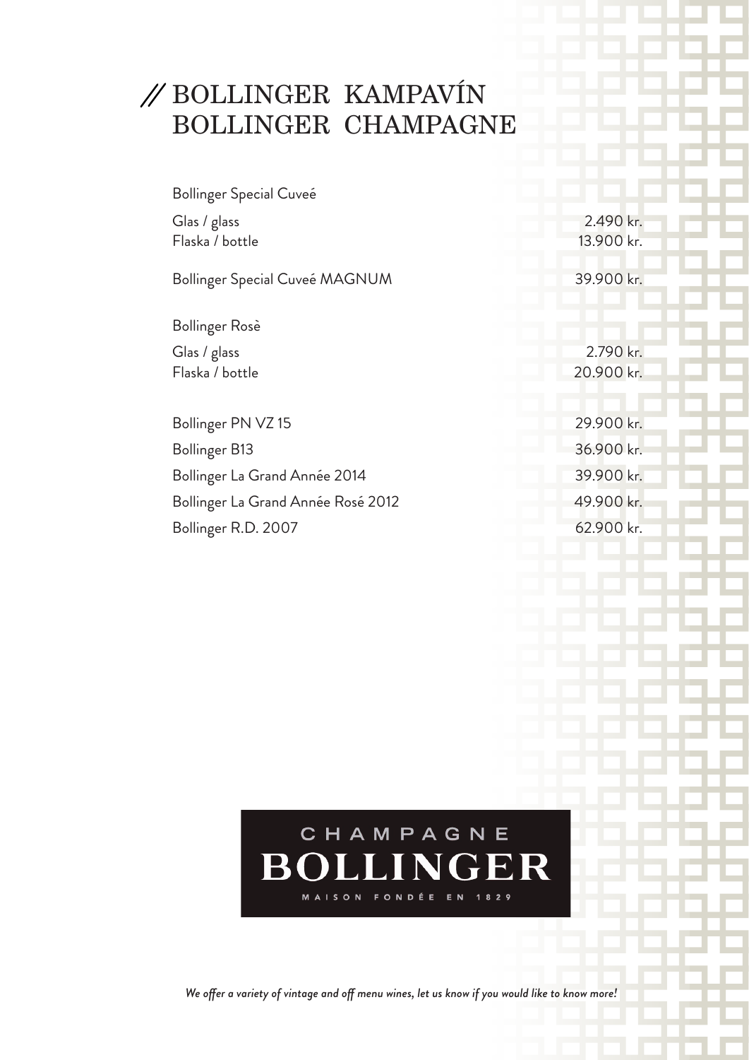# // BOLLINGER KAMPAVÍN BOLLINGER CHAMPAGNE

Bollinger Special Cuveé

| | |
|---|---|
| Glas / glass | 2.490 kr. |
| Flaska / bottle | 13.900 kr. |
| Bollinger Special Cuveé MAGNUM | 39.900 kr. |

Bollinger Rosè

| | |
|---|---|
| Glas / glass | 2.790 kr. |
| Flaska / bottle | 20.900 kr. |

| | |
|---|---|
| Bollinger PN VZ 15 | 29.900 kr. |
| Bollinger B13 | 36.900 kr. |
| Bollinger La Grand Année 2014 | 39.900 kr. |
| Bollinger La Grand Année Rosé 2012 | 49.900 kr. |
| Bollinger R.D. 2007 | 62.900 kr. |

CHAMPAGNE
BOLLINGER
MAISON FONDÉE EN 1829

*We offer a variety of vintage and off menu wines, let us know if you would like to know more!*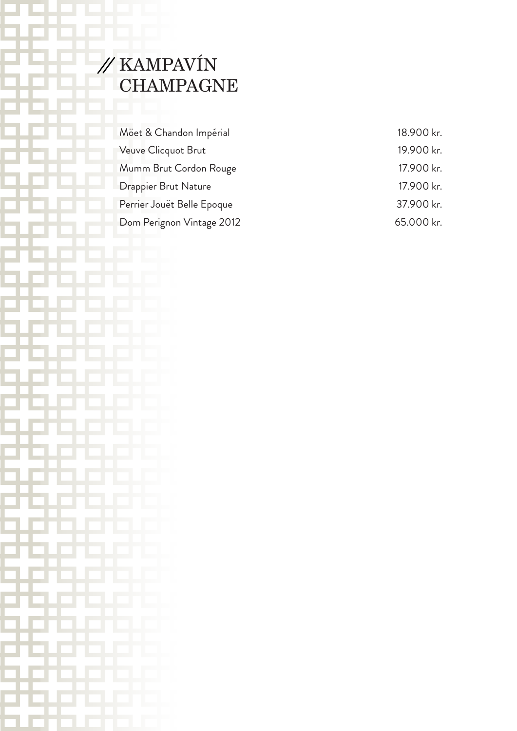# // KAMPAVÍN CHAMPAGNE

| | |
|---|---|
| Möet & Chandon Impérial | 18.900 kr. |
| Veuve Clicquot Brut | 19.900 kr. |
| Mumm Brut Cordon Rouge | 17.900 kr. |
| Drappier Brut Nature | 17.900 kr. |
| Perrier Jouët Belle Epoque | 37.900 kr. |
| Dom Perignon Vintage 2012 | 65.000 kr. |